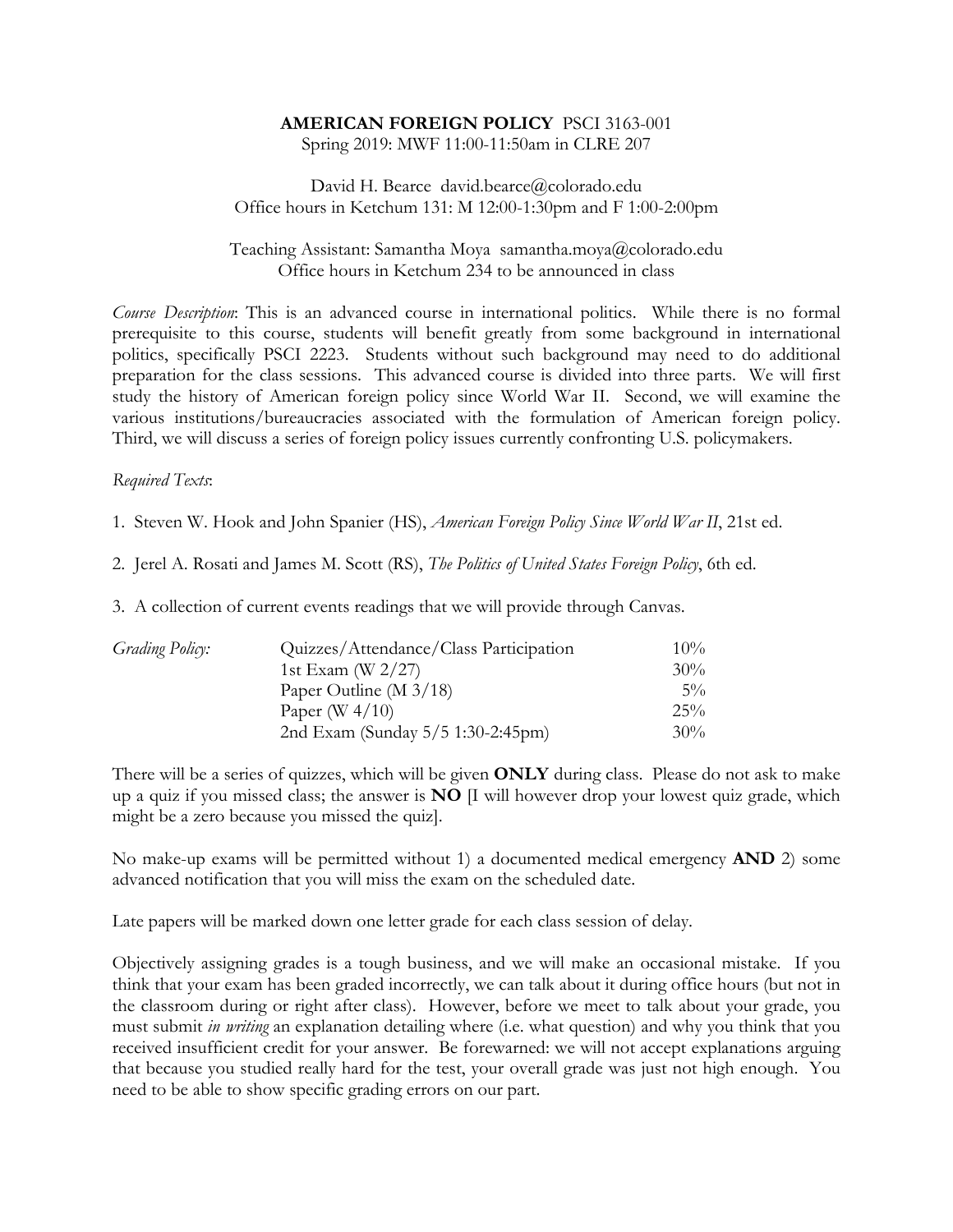# **AMERICAN FOREIGN POLICY** PSCI 3163-001

Spring 2019: MWF 11:00-11:50am in CLRE 207

David H. Bearce david.bearce@colorado.edu
Office hours in Ketchum 131: M 12:00-1:30pm and F 1:00-2:00pm

Teaching Assistant: Samantha Moya samantha.moya@colorado.edu
Office hours in Ketchum 234 to be announced in class

*Course Description*: This is an advanced course in international politics. While there is no formal prerequisite to this course, students will benefit greatly from some background in international politics, specifically PSCI 2223. Students without such background may need to do additional preparation for the class sessions. This advanced course is divided into three parts. We will first study the history of American foreign policy since World War II. Second, we will examine the various institutions/bureaucracies associated with the formulation of American foreign policy. Third, we will discuss a series of foreign policy issues currently confronting U.S. policymakers.

*Required Texts*:

1. Steven W. Hook and John Spanier (HS), *American Foreign Policy Since World War II*, 21st ed.

2. Jerel A. Rosati and James M. Scott (RS), *The Politics of United States Foreign Policy*, 6th ed.

3. A collection of current events readings that we will provide through Canvas.

| *Grading Policy:* | | |
| --- | --- | --- |
| | Quizzes/Attendance/Class Participation | 10% |
| | 1st Exam (W 2/27) | 30% |
| | Paper Outline (M 3/18) | 5% |
| | Paper (W 4/10) | 25% |
| | 2nd Exam (Sunday 5/5 1:30-2:45pm) | 30% |

There will be a series of quizzes, which will be given **ONLY** during class. Please do not ask to make up a quiz if you missed class; the answer is **NO** [I will however drop your lowest quiz grade, which might be a zero because you missed the quiz].

No make-up exams will be permitted without 1) a documented medical emergency **AND** 2) some advanced notification that you will miss the exam on the scheduled date.

Late papers will be marked down one letter grade for each class session of delay.

Objectively assigning grades is a tough business, and we will make an occasional mistake. If you think that your exam has been graded incorrectly, we can talk about it during office hours (but not in the classroom during or right after class). However, before we meet to talk about your grade, you must submit *in writing* an explanation detailing where (i.e. what question) and why you think that you received insufficient credit for your answer. Be forewarned: we will not accept explanations arguing that because you studied really hard for the test, your overall grade was just not high enough. You need to be able to show specific grading errors on our part.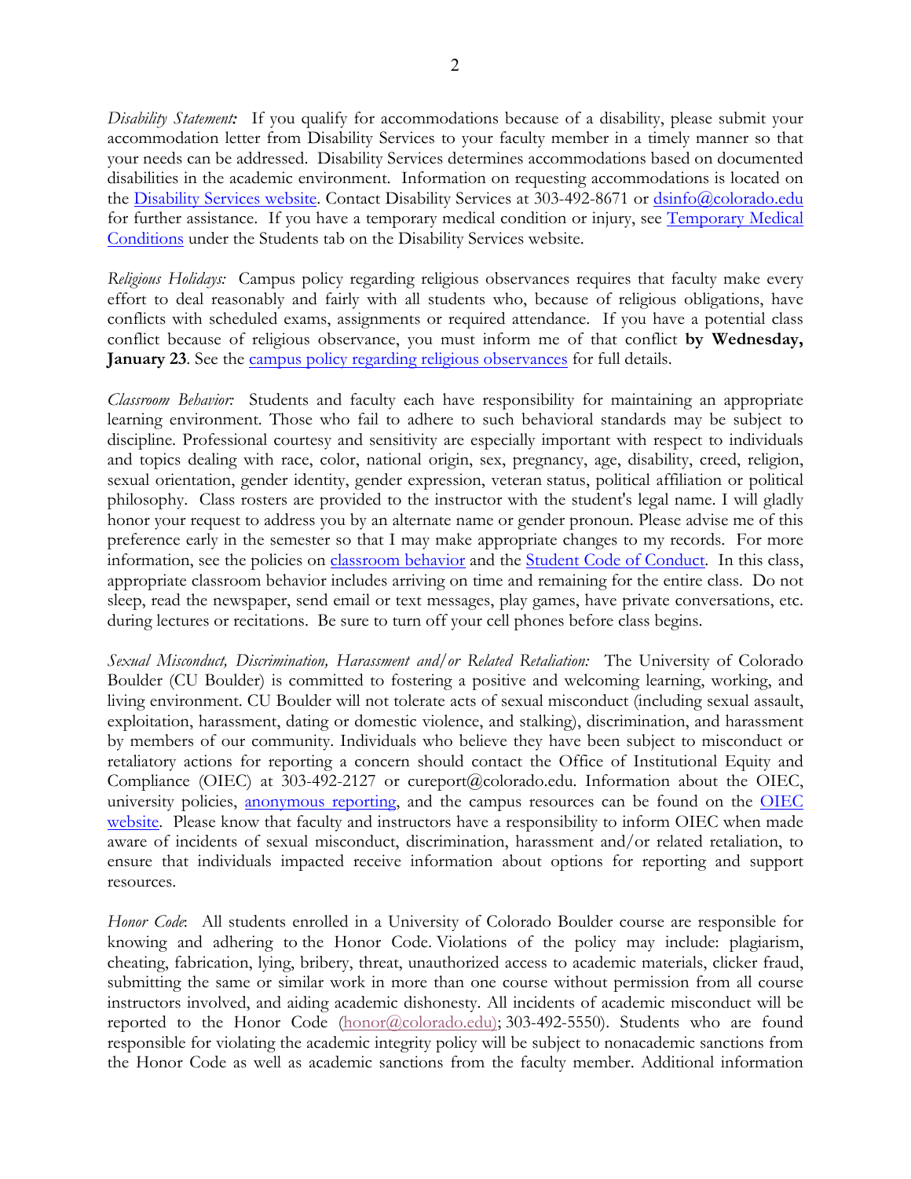*Disability Statement:* If you qualify for accommodations because of a disability, please submit your accommodation letter from Disability Services to your faculty member in a timely manner so that your needs can be addressed. Disability Services determines accommodations based on documented disabilities in the academic environment. Information on requesting accommodations is located on the Disability Services website. Contact Disability Services at 303-492-8671 or dsinfo@colorado.edu for further assistance. If you have a temporary medical condition or injury, see Temporary Medical Conditions under the Students tab on the Disability Services website.

*Religious Holidays:* Campus policy regarding religious observances requires that faculty make every effort to deal reasonably and fairly with all students who, because of religious obligations, have conflicts with scheduled exams, assignments or required attendance. If you have a potential class conflict because of religious observance, you must inform me of that conflict **by Wednesday, January 23**. See the campus policy regarding religious observances for full details.

*Classroom Behavior:* Students and faculty each have responsibility for maintaining an appropriate learning environment. Those who fail to adhere to such behavioral standards may be subject to discipline. Professional courtesy and sensitivity are especially important with respect to individuals and topics dealing with race, color, national origin, sex, pregnancy, age, disability, creed, religion, sexual orientation, gender identity, gender expression, veteran status, political affiliation or political philosophy. Class rosters are provided to the instructor with the student's legal name. I will gladly honor your request to address you by an alternate name or gender pronoun. Please advise me of this preference early in the semester so that I may make appropriate changes to my records. For more information, see the policies on classroom behavior and the Student Code of Conduct. In this class, appropriate classroom behavior includes arriving on time and remaining for the entire class. Do not sleep, read the newspaper, send email or text messages, play games, have private conversations, etc. during lectures or recitations. Be sure to turn off your cell phones before class begins.

*Sexual Misconduct, Discrimination, Harassment and/or Related Retaliation:* The University of Colorado Boulder (CU Boulder) is committed to fostering a positive and welcoming learning, working, and living environment. CU Boulder will not tolerate acts of sexual misconduct (including sexual assault, exploitation, harassment, dating or domestic violence, and stalking), discrimination, and harassment by members of our community. Individuals who believe they have been subject to misconduct or retaliatory actions for reporting a concern should contact the Office of Institutional Equity and Compliance (OIEC) at 303-492-2127 or cureport@colorado.edu. Information about the OIEC, university policies, anonymous reporting, and the campus resources can be found on the OIEC website. Please know that faculty and instructors have a responsibility to inform OIEC when made aware of incidents of sexual misconduct, discrimination, harassment and/or related retaliation, to ensure that individuals impacted receive information about options for reporting and support resources.

*Honor Code*: All students enrolled in a University of Colorado Boulder course are responsible for knowing and adhering to the Honor Code. Violations of the policy may include: plagiarism, cheating, fabrication, lying, bribery, threat, unauthorized access to academic materials, clicker fraud, submitting the same or similar work in more than one course without permission from all course instructors involved, and aiding academic dishonesty. All incidents of academic misconduct will be reported to the Honor Code (honor@colorado.edu); 303-492-5550). Students who are found responsible for violating the academic integrity policy will be subject to nonacademic sanctions from the Honor Code as well as academic sanctions from the faculty member. Additional information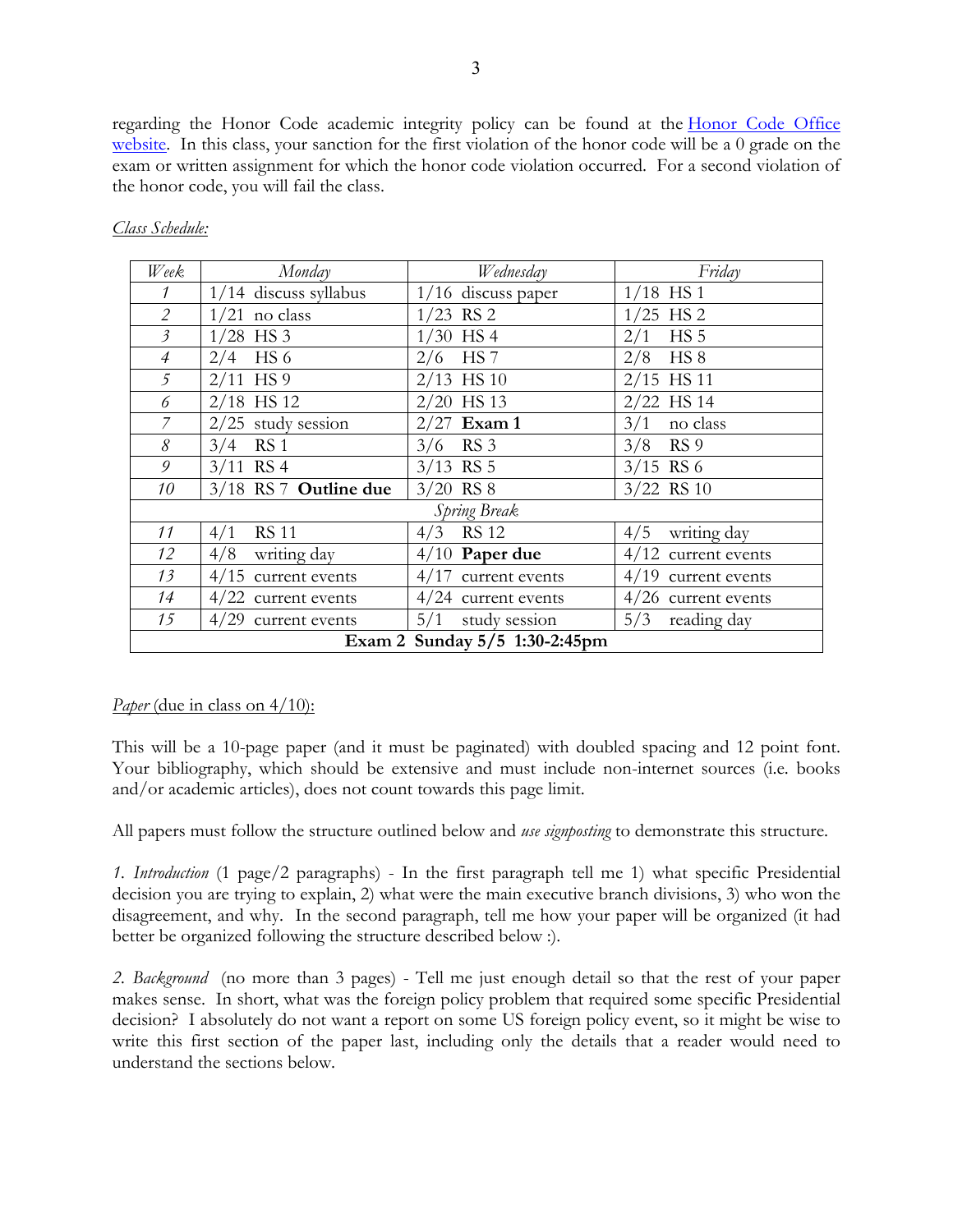regarding the Honor Code academic integrity policy can be found at the [Honor Code Office website](). In this class, your sanction for the first violation of the honor code will be a 0 grade on the exam or written assignment for which the honor code violation occurred. For a second violation of the honor code, you will fail the class.

*Class Schedule:*

| *Week* | *Monday* | *Wednesday* | *Friday* |
|---|---|---|---|
| *1* | 1/14 discuss syllabus | 1/16 discuss paper | 1/18 HS 1 |
| *2* | 1/21 no class | 1/23 RS 2 | 1/25 HS 2 |
| *3* | 1/28 HS 3 | 1/30 HS 4 | 2/1 HS 5 |
| *4* | 2/4 HS 6 | 2/6 HS 7 | 2/8 HS 8 |
| *5* | 2/11 HS 9 | 2/13 HS 10 | 2/15 HS 11 |
| *6* | 2/18 HS 12 | 2/20 HS 13 | 2/22 HS 14 |
| *7* | 2/25 study session | 2/27 **Exam 1** | 3/1 no class |
| *8* | 3/4 RS 1 | 3/6 RS 3 | 3/8 RS 9 |
| *9* | 3/11 RS 4 | 3/13 RS 5 | 3/15 RS 6 |
| *10* | 3/18 RS 7 **Outline due** | 3/20 RS 8 | 3/22 RS 10 |
| | *Spring Break* | | |
| *11* | 4/1 RS 11 | 4/3 RS 12 | 4/5 writing day |
| *12* | 4/8 writing day | 4/10 **Paper due** | 4/12 current events |
| *13* | 4/15 current events | 4/17 current events | 4/19 current events |
| *14* | 4/22 current events | 4/24 current events | 4/26 current events |
| *15* | 4/29 current events | 5/1 study session | 5/3 reading day |
| | **Exam 2 Sunday 5/5 1:30-2:45pm** | | |

*Paper* (due in class on 4/10):

This will be a 10-page paper (and it must be paginated) with doubled spacing and 12 point font. Your bibliography, which should be extensive and must include non-internet sources (i.e. books and/or academic articles), does not count towards this page limit.

All papers must follow the structure outlined below and *use signposting* to demonstrate this structure.

*1. Introduction* (1 page/2 paragraphs) - In the first paragraph tell me 1) what specific Presidential decision you are trying to explain, 2) what were the main executive branch divisions, 3) who won the disagreement, and why. In the second paragraph, tell me how your paper will be organized (it had better be organized following the structure described below :).

*2. Background* (no more than 3 pages) - Tell me just enough detail so that the rest of your paper makes sense. In short, what was the foreign policy problem that required some specific Presidential decision? I absolutely do not want a report on some US foreign policy event, so it might be wise to write this first section of the paper last, including only the details that a reader would need to understand the sections below.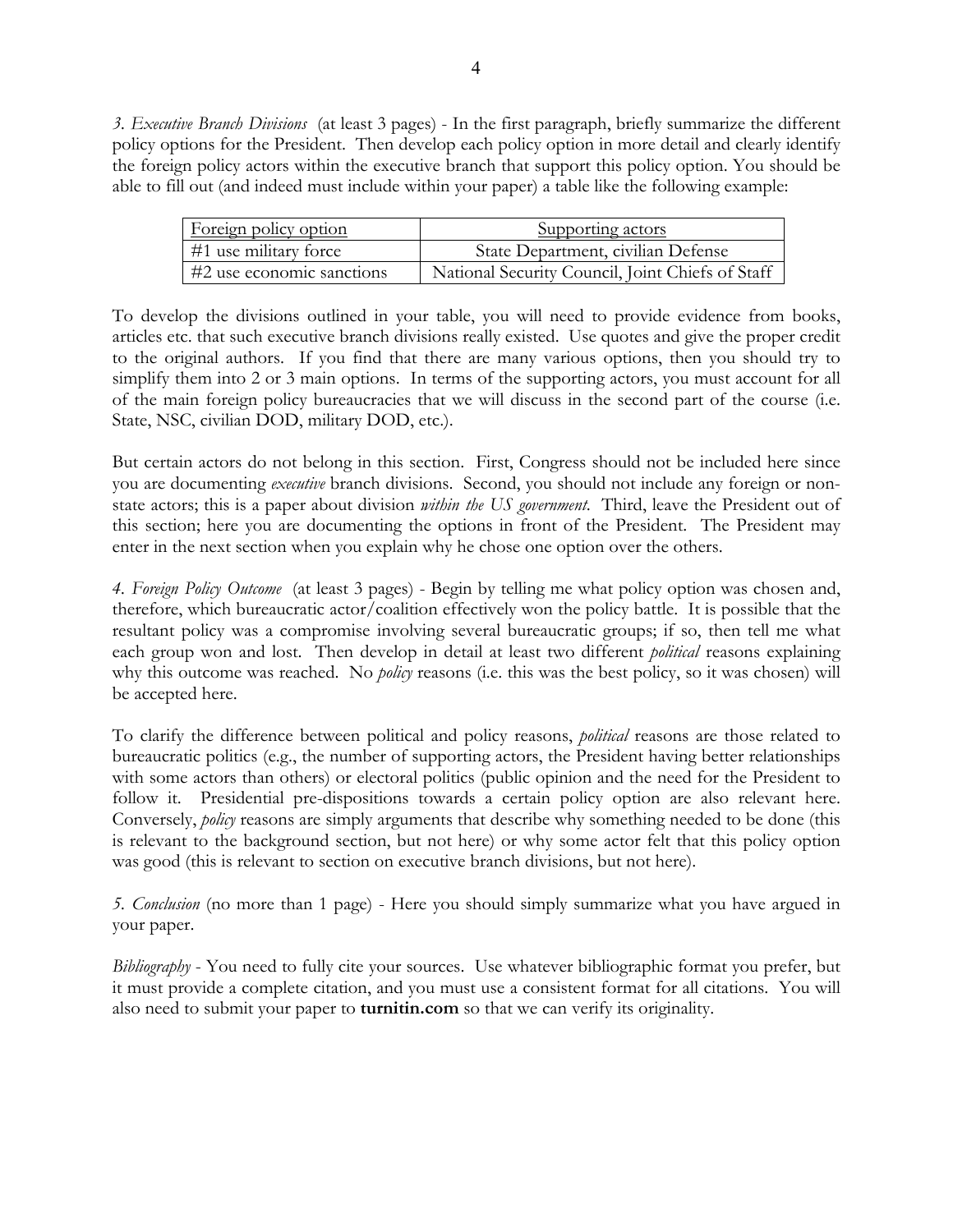*3. Executive Branch Divisions* (at least 3 pages) - In the first paragraph, briefly summarize the different policy options for the President. Then develop each policy option in more detail and clearly identify the foreign policy actors within the executive branch that support this policy option. You should be able to fill out (and indeed must include within your paper) a table like the following example:

| Foreign policy option | Supporting actors |
|---|---|
| #1 use military force | State Department, civilian Defense |
| #2 use economic sanctions | National Security Council, Joint Chiefs of Staff |

To develop the divisions outlined in your table, you will need to provide evidence from books, articles etc. that such executive branch divisions really existed. Use quotes and give the proper credit to the original authors. If you find that there are many various options, then you should try to simplify them into 2 or 3 main options. In terms of the supporting actors, you must account for all of the main foreign policy bureaucracies that we will discuss in the second part of the course (i.e. State, NSC, civilian DOD, military DOD, etc.).

But certain actors do not belong in this section. First, Congress should not be included here since you are documenting *executive* branch divisions. Second, you should not include any foreign or non-state actors; this is a paper about division *within the US government*. Third, leave the President out of this section; here you are documenting the options in front of the President. The President may enter in the next section when you explain why he chose one option over the others.

*4. Foreign Policy Outcome* (at least 3 pages) - Begin by telling me what policy option was chosen and, therefore, which bureaucratic actor/coalition effectively won the policy battle. It is possible that the resultant policy was a compromise involving several bureaucratic groups; if so, then tell me what each group won and lost. Then develop in detail at least two different *political* reasons explaining why this outcome was reached. No *policy* reasons (i.e. this was the best policy, so it was chosen) will be accepted here.

To clarify the difference between political and policy reasons, *political* reasons are those related to bureaucratic politics (e.g., the number of supporting actors, the President having better relationships with some actors than others) or electoral politics (public opinion and the need for the President to follow it. Presidential pre-dispositions towards a certain policy option are also relevant here. Conversely, *policy* reasons are simply arguments that describe why something needed to be done (this is relevant to the background section, but not here) or why some actor felt that this policy option was good (this is relevant to section on executive branch divisions, but not here).

*5. Conclusion* (no more than 1 page) - Here you should simply summarize what you have argued in your paper.

*Bibliography* - You need to fully cite your sources. Use whatever bibliographic format you prefer, but it must provide a complete citation, and you must use a consistent format for all citations. You will also need to submit your paper to **turnitin.com** so that we can verify its originality.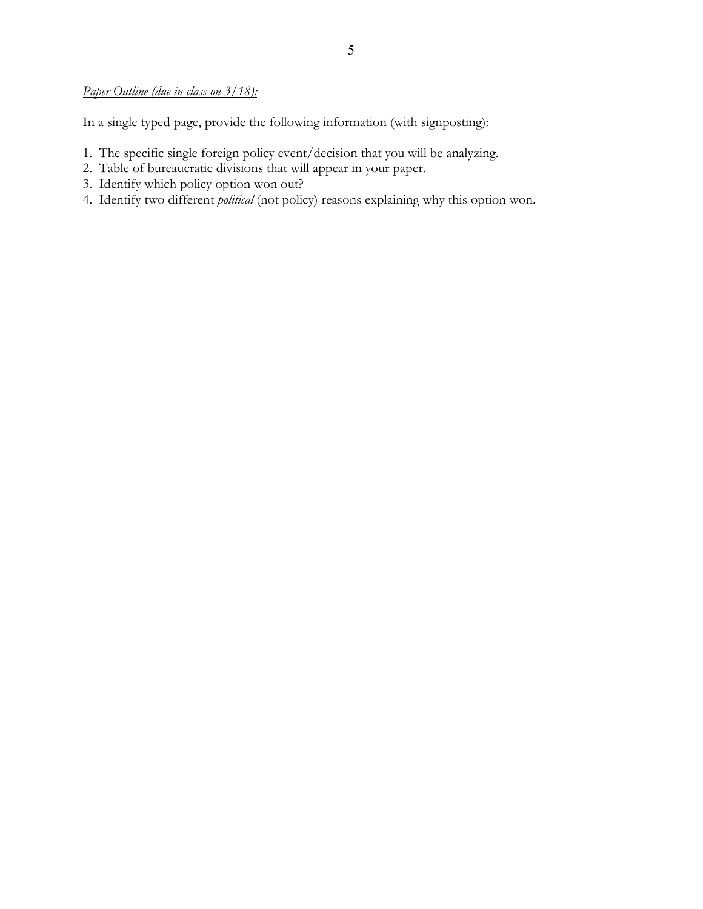*Paper Outline (due in class on 3/18):*

In a single typed page, provide the following information (with signposting):

1. The specific single foreign policy event/decision that you will be analyzing.
2. Table of bureaucratic divisions that will appear in your paper.
3. Identify which policy option won out?
4. Identify two different *political* (not policy) reasons explaining why this option won.